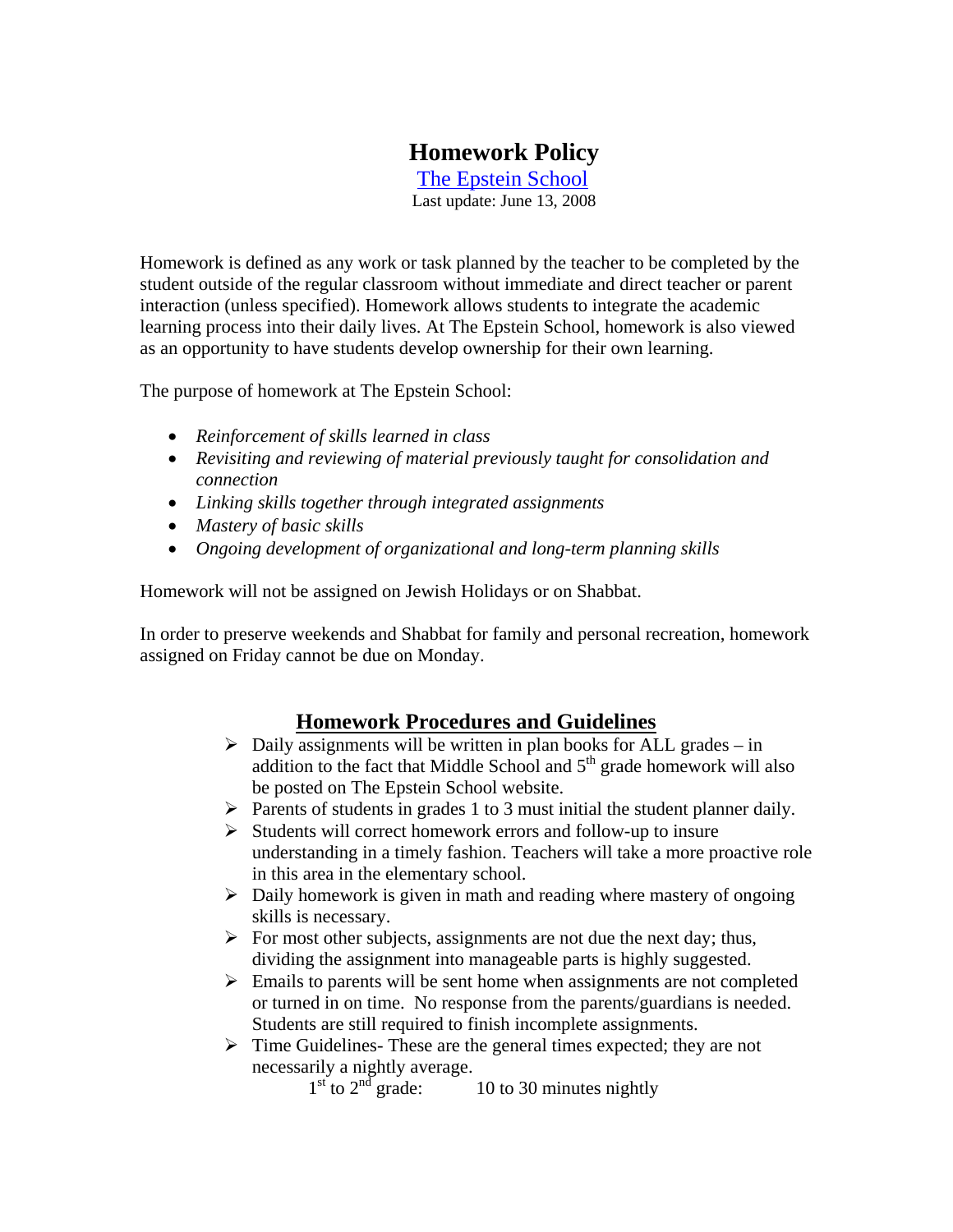# Homework Policy

[The Epstein School](#)

Last update: June 13, 2008

Homework is defined as any work or task planned by the teacher to be completed by the student outside of the regular classroom without immediate and direct teacher or parent interaction (unless specified). Homework allows students to integrate the academic learning process into their daily lives. At The Epstein School, homework is also viewed as an opportunity to have students develop ownership for their own learning.

The purpose of homework at The Epstein School:

- *Reinforcement of skills learned in class*
- *Revisiting and reviewing of material previously taught for consolidation and connection*
- *Linking skills together through integrated assignments*
- *Mastery of basic skills*
- *Ongoing development of organizational and long-term planning skills*

Homework will not be assigned on Jewish Holidays or on Shabbat.

In order to preserve weekends and Shabbat for family and personal recreation, homework assigned on Friday cannot be due on Monday.

## Homework Procedures and Guidelines

- Daily assignments will be written in plan books for ALL grades – in addition to the fact that Middle School and 5th grade homework will also be posted on The Epstein School website.
- Parents of students in grades 1 to 3 must initial the student planner daily.
- Students will correct homework errors and follow-up to insure understanding in a timely fashion. Teachers will take a more proactive role in this area in the elementary school.
- Daily homework is given in math and reading where mastery of ongoing skills is necessary.
- For most other subjects, assignments are not due the next day; thus, dividing the assignment into manageable parts is highly suggested.
- Emails to parents will be sent home when assignments are not completed or turned in on time. No response from the parents/guardians is needed. Students are still required to finish incomplete assignments.
- Time Guidelines- These are the general times expected; they are not necessarily a nightly average.

  1st to 2nd grade: 10 to 30 minutes nightly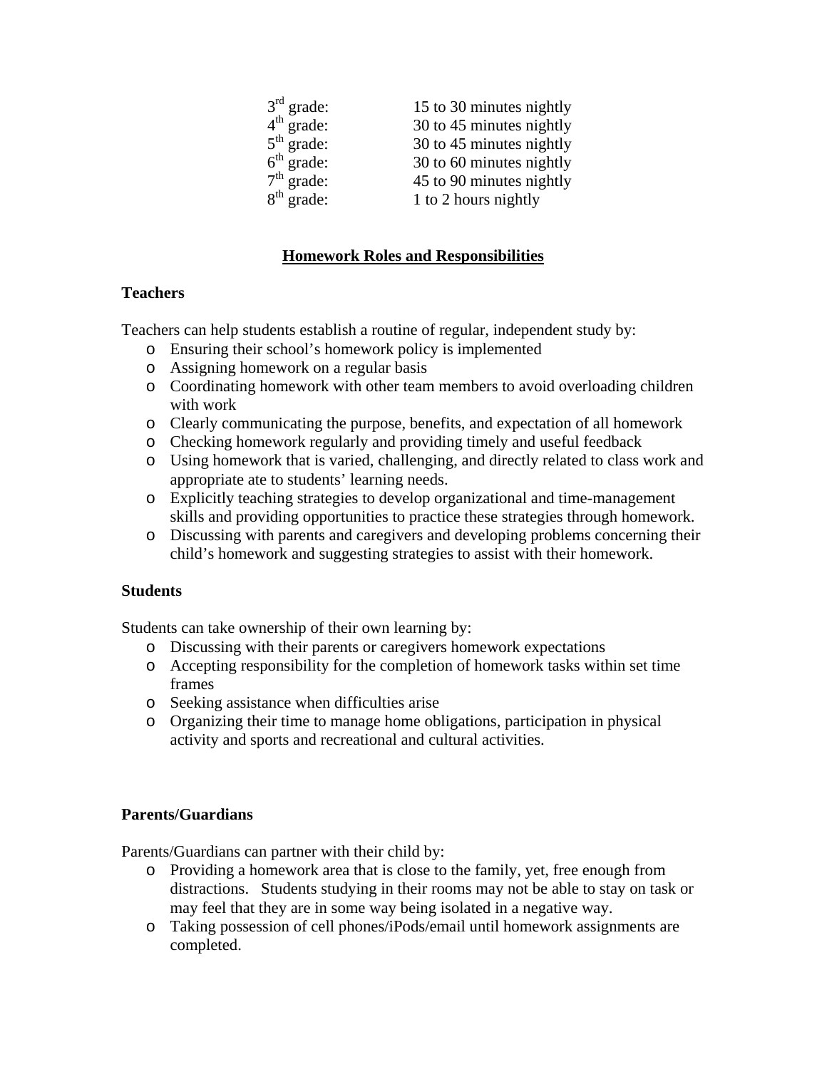| | |
|---|---|
| 3rd grade: | 15 to 30 minutes nightly |
| 4th grade: | 30 to 45 minutes nightly |
| 5th grade: | 30 to 45 minutes nightly |
| 6th grade: | 30 to 60 minutes nightly |
| 7th grade: | 45 to 90 minutes nightly |
| 8th grade: | 1 to 2 hours nightly |

## Homework Roles and Responsibilities

**Teachers**

Teachers can help students establish a routine of regular, independent study by:

- Ensuring their school's homework policy is implemented
- Assigning homework on a regular basis
- Coordinating homework with other team members to avoid overloading children with work
- Clearly communicating the purpose, benefits, and expectation of all homework
- Checking homework regularly and providing timely and useful feedback
- Using homework that is varied, challenging, and directly related to class work and appropriate ate to students' learning needs.
- Explicitly teaching strategies to develop organizational and time-management skills and providing opportunities to practice these strategies through homework.
- Discussing with parents and caregivers and developing problems concerning their child's homework and suggesting strategies to assist with their homework.

**Students**

Students can take ownership of their own learning by:

- Discussing with their parents or caregivers homework expectations
- Accepting responsibility for the completion of homework tasks within set time frames
- Seeking assistance when difficulties arise
- Organizing their time to manage home obligations, participation in physical activity and sports and recreational and cultural activities.

**Parents/Guardians**

Parents/Guardians can partner with their child by:

- Providing a homework area that is close to the family, yet, free enough from distractions. Students studying in their rooms may not be able to stay on task or may feel that they are in some way being isolated in a negative way.
- Taking possession of cell phones/iPods/email until homework assignments are completed.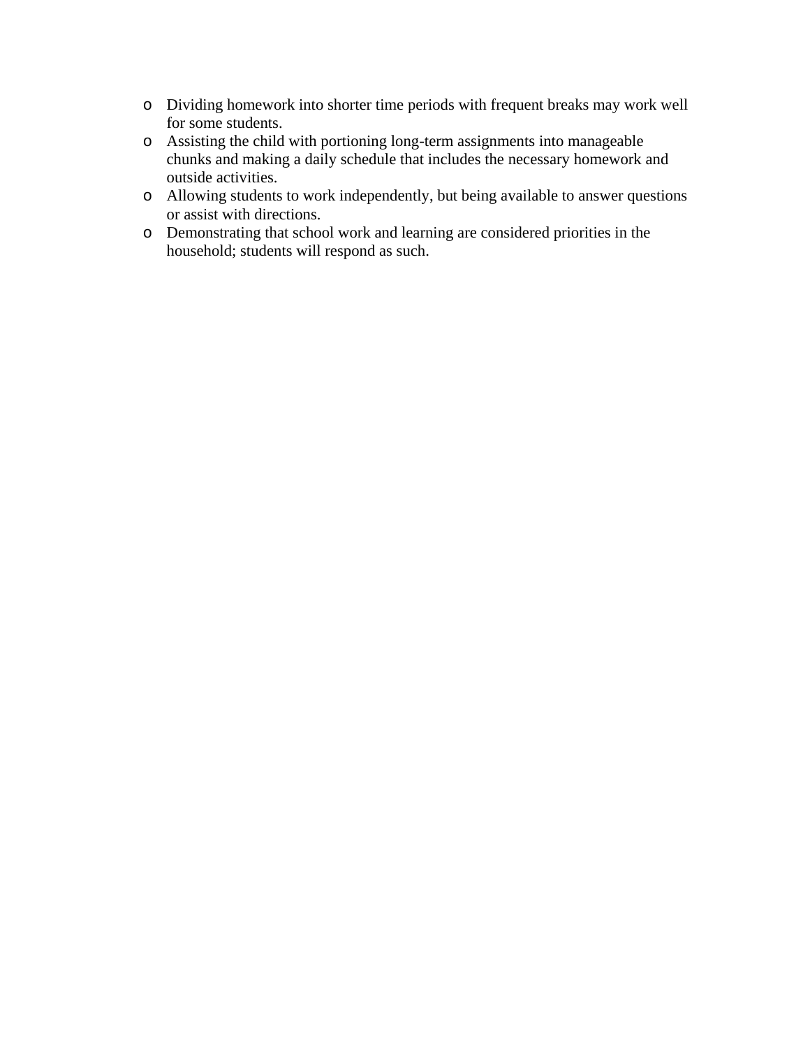- Dividing homework into shorter time periods with frequent breaks may work well for some students.
- Assisting the child with portioning long-term assignments into manageable chunks and making a daily schedule that includes the necessary homework and outside activities.
- Allowing students to work independently, but being available to answer questions or assist with directions.
- Demonstrating that school work and learning are considered priorities in the household; students will respond as such.